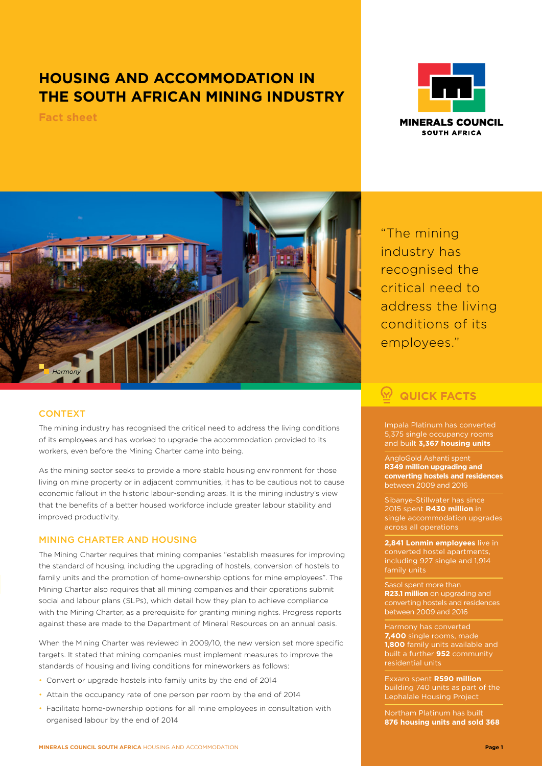# HOUSING AND ACCOMMODATION IN THE SOUTH AFRICAN MINING INDUSTRY

**Fact sheet**

MINERALS COUNCIL SOUTH AFRICA

*Harmony*

"The mining industry has recognised the critical need to address the living conditions of its employees."

## CONTEXT

The mining industry has recognised the critical need to address the living conditions of its employees and has worked to upgrade the accommodation provided to its workers, even before the Mining Charter came into being.

As the mining sector seeks to provide a more stable housing environment for those living on mine property or in adjacent communities, it has to be cautious not to cause economic fallout in the historic labour-sending areas. It is the mining industry's view that the benefits of a better housed workforce include greater labour stability and improved productivity.

## MINING CHARTER AND HOUSING

The Mining Charter requires that mining companies "establish measures for improving the standard of housing, including the upgrading of hostels, conversion of hostels to family units and the promotion of home-ownership options for mine employees". The Mining Charter also requires that all mining companies and their operations submit social and labour plans (SLPs), which detail how they plan to achieve compliance with the Mining Charter, as a prerequisite for granting mining rights. Progress reports against these are made to the Department of Mineral Resources on an annual basis.

When the Mining Charter was reviewed in 2009/10, the new version set more specific targets. It stated that mining companies must implement measures to improve the standards of housing and living conditions for mineworkers as follows:

- Convert or upgrade hostels into family units by the end of 2014
- Attain the occupancy rate of one person per room by the end of 2014
- Facilitate home-ownership options for all mine employees in consultation with organised labour by the end of 2014

## QUICK FACTS

Impala Platinum has converted 5,375 single occupancy rooms and built **3,367 housing units**

AngloGold Ashanti spent **R349 million upgrading and converting hostels and residences** between 2009 and 2016

Sibanye-Stillwater has since 2015 spent **R430 million** in single accommodation upgrades across all operations

**2,841 Lonmin employees** live in converted hostel apartments, including 927 single and 1,914 family units

Sasol spent more than **R23.1 million** on upgrading and converting hostels and residences between 2009 and 2016

Harmony has converted **7,400** single rooms, made **1,800** family units available and built a further **952** community residential units

Exxaro spent **R590 million** building 740 units as part of the Lephalale Housing Project

Northam Platinum has built **876 housing units and sold 368**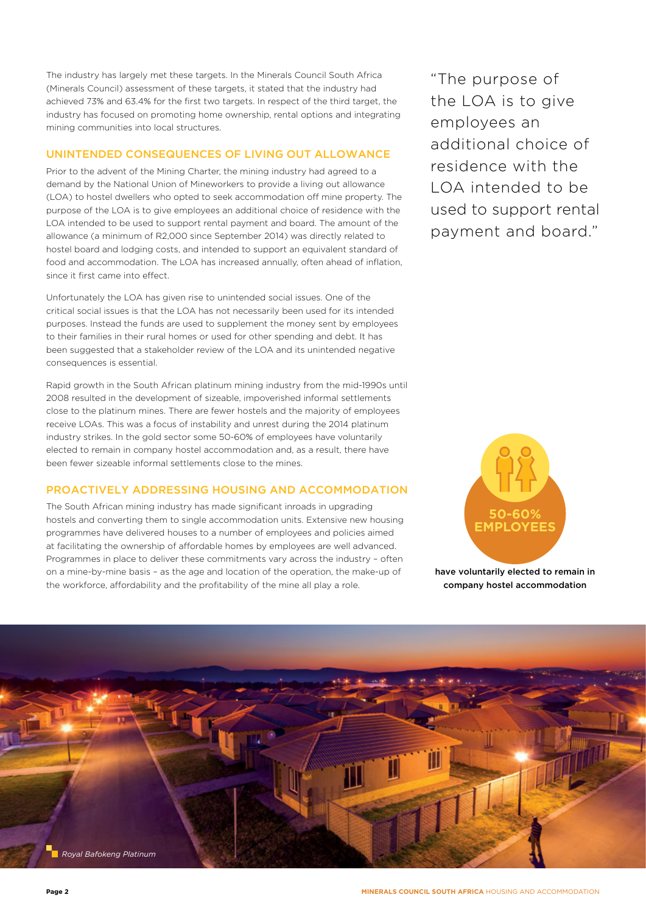The industry has largely met these targets. In the Minerals Council South Africa (Minerals Council) assessment of these targets, it stated that the industry had achieved 73% and 63.4% for the first two targets. In respect of the third target, the industry has focused on promoting home ownership, rental options and integrating mining communities into local structures.

## UNINTENDED CONSEQUENCES OF LIVING OUT ALLOWANCE

Prior to the advent of the Mining Charter, the mining industry had agreed to a demand by the National Union of Mineworkers to provide a living out allowance (LOA) to hostel dwellers who opted to seek accommodation off mine property. The purpose of the LOA is to give employees an additional choice of residence with the LOA intended to be used to support rental payment and board. The amount of the allowance (a minimum of R2,000 since September 2014) was directly related to hostel board and lodging costs, and intended to support an equivalent standard of food and accommodation. The LOA has increased annually, often ahead of inflation, since it first came into effect.

Unfortunately the LOA has given rise to unintended social issues. One of the critical social issues is that the LOA has not necessarily been used for its intended purposes. Instead the funds are used to supplement the money sent by employees to their families in their rural homes or used for other spending and debt. It has been suggested that a stakeholder review of the LOA and its unintended negative consequences is essential.

Rapid growth in the South African platinum mining industry from the mid-1990s until 2008 resulted in the development of sizeable, impoverished informal settlements close to the platinum mines. There are fewer hostels and the majority of employees receive LOAs. This was a focus of instability and unrest during the 2014 platinum industry strikes. In the gold sector some 50-60% of employees have voluntarily elected to remain in company hostel accommodation and, as a result, there have been fewer sizeable informal settlements close to the mines.

## PROACTIVELY ADDRESSING HOUSING AND ACCOMMODATION

The South African mining industry has made significant inroads in upgrading hostels and converting them to single accommodation units. Extensive new housing programmes have delivered houses to a number of employees and policies aimed at facilitating the ownership of affordable homes by employees are well advanced. Programmes in place to deliver these commitments vary across the industry – often on a mine-by-mine basis – as the age and location of the operation, the make-up of the workforce, affordability and the profitability of the mine all play a role.

> "The purpose of the LOA is to give employees an additional choice of residence with the LOA intended to be used to support rental payment and board."

**50-60% EMPLOYEES**

**have voluntarily elected to remain in company hostel accommodation**

*Royal Bafokeng Platinum*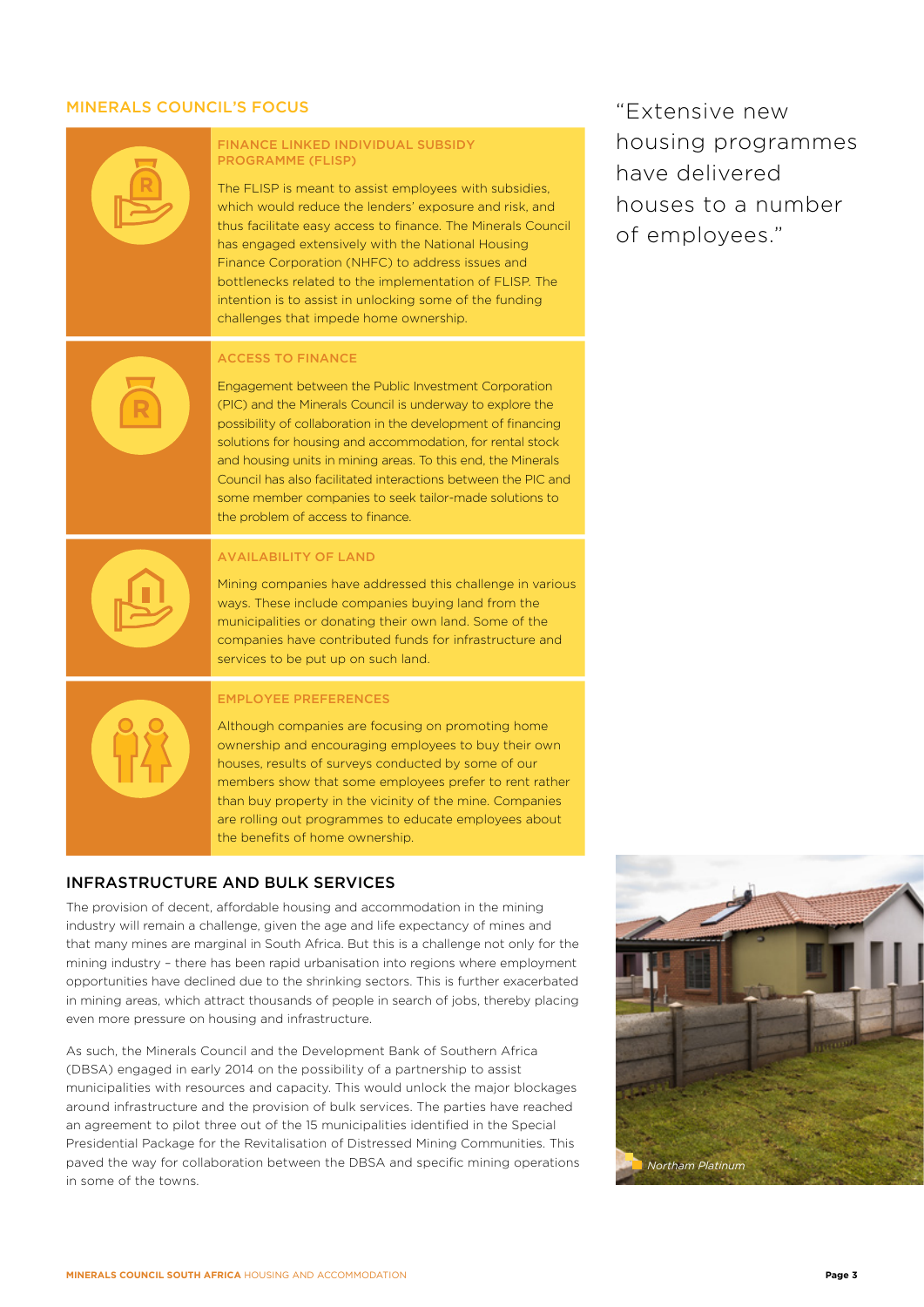## MINERALS COUNCIL'S FOCUS

### FINANCE LINKED INDIVIDUAL SUBSIDY PROGRAMME (FLISP)

The FLISP is meant to assist employees with subsidies, which would reduce the lenders' exposure and risk, and thus facilitate easy access to finance. The Minerals Council has engaged extensively with the National Housing Finance Corporation (NHFC) to address issues and bottlenecks related to the implementation of FLISP. The intention is to assist in unlocking some of the funding challenges that impede home ownership.

### ACCESS TO FINANCE

Engagement between the Public Investment Corporation (PIC) and the Minerals Council is underway to explore the possibility of collaboration in the development of financing solutions for housing and accommodation, for rental stock and housing units in mining areas. To this end, the Minerals Council has also facilitated interactions between the PIC and some member companies to seek tailor-made solutions to the problem of access to finance.

### AVAILABILITY OF LAND

Mining companies have addressed this challenge in various ways. These include companies buying land from the municipalities or donating their own land. Some of the companies have contributed funds for infrastructure and services to be put up on such land.

### EMPLOYEE PREFERENCES

Although companies are focusing on promoting home ownership and encouraging employees to buy their own houses, results of surveys conducted by some of our members show that some employees prefer to rent rather than buy property in the vicinity of the mine. Companies are rolling out programmes to educate employees about the benefits of home ownership.

"Extensive new housing programmes have delivered houses to a number of employees."

## INFRASTRUCTURE AND BULK SERVICES

The provision of decent, affordable housing and accommodation in the mining industry will remain a challenge, given the age and life expectancy of mines and that many mines are marginal in South Africa. But this is a challenge not only for the mining industry – there has been rapid urbanisation into regions where employment opportunities have declined due to the shrinking sectors. This is further exacerbated in mining areas, which attract thousands of people in search of jobs, thereby placing even more pressure on housing and infrastructure.

As such, the Minerals Council and the Development Bank of Southern Africa (DBSA) engaged in early 2014 on the possibility of a partnership to assist municipalities with resources and capacity. This would unlock the major blockages around infrastructure and the provision of bulk services. The parties have reached an agreement to pilot three out of the 15 municipalities identified in the Special Presidential Package for the Revitalisation of Distressed Mining Communities. This paved the way for collaboration between the DBSA and specific mining operations in some of the towns.

*Northam Platinum*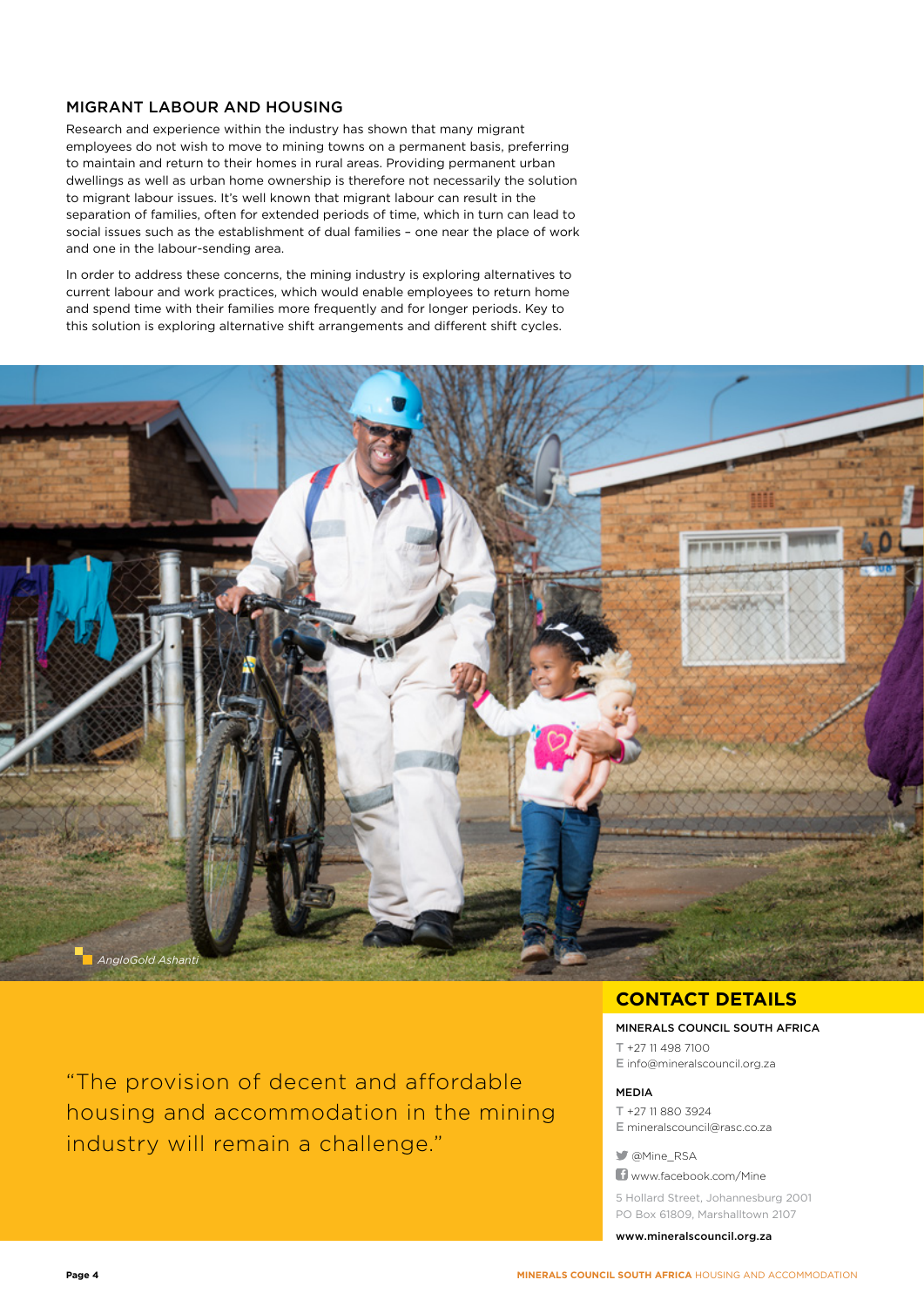## MIGRANT LABOUR AND HOUSING

Research and experience within the industry has shown that many migrant employees do not wish to move to mining towns on a permanent basis, preferring to maintain and return to their homes in rural areas. Providing permanent urban dwellings as well as urban home ownership is therefore not necessarily the solution to migrant labour issues. It's well known that migrant labour can result in the separation of families, often for extended periods of time, which in turn can lead to social issues such as the establishment of dual families – one near the place of work and one in the labour-sending area.

In order to address these concerns, the mining industry is exploring alternatives to current labour and work practices, which would enable employees to return home and spend time with their families more frequently and for longer periods. Key to this solution is exploring alternative shift arrangements and different shift cycles.

*AngloGold Ashanti*

"The provision of decent and affordable housing and accommodation in the mining industry will remain a challenge."

## CONTACT DETAILS

**MINERALS COUNCIL SOUTH AFRICA**

T +27 11 498 7100
E info@mineralscouncil.org.za

**MEDIA**

T +27 11 880 3924
E mineralscouncil@rasc.co.za

@Mine_RSA
www.facebook.com/Mine

5 Hollard Street, Johannesburg 2001
PO Box 61809, Marshalltown 2107

**www.mineralscouncil.org.za**